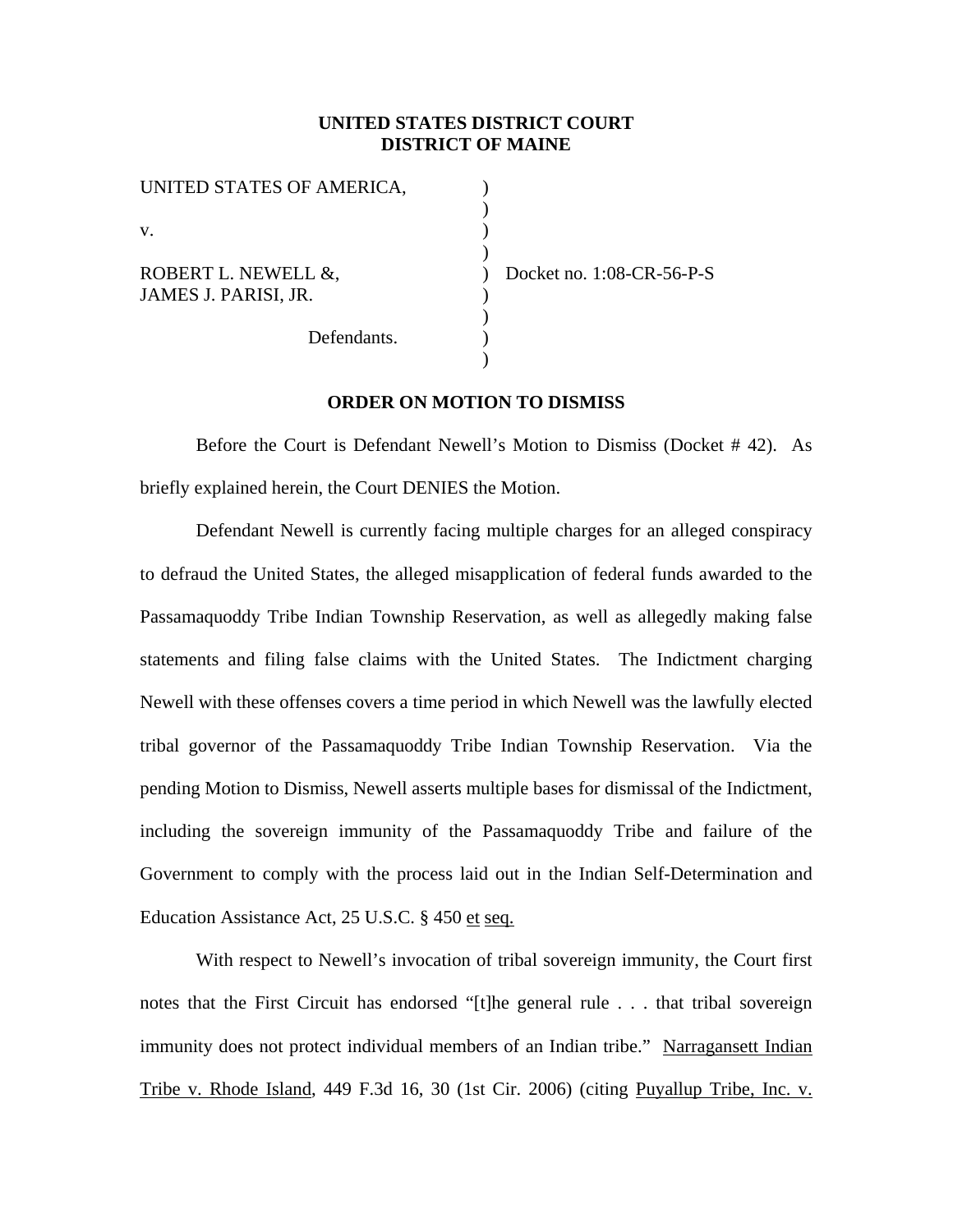**UNITED STATES DISTRICT COURT**
**DISTRICT OF MAINE**

| | | |
|---|---|---|
| UNITED STATES OF AMERICA, | ) | |
| | ) | |
| v. | ) | |
| | ) | |
| ROBERT L. NEWELL &, | ) | Docket no. 1:08-CR-56-P-S |
| JAMES J. PARISI, JR. | ) | |
| | ) | |
| Defendants. | ) | |
| | ) | |

**ORDER ON MOTION TO DISMISS**

Before the Court is Defendant Newell's Motion to Dismiss (Docket # 42). As briefly explained herein, the Court DENIES the Motion.

Defendant Newell is currently facing multiple charges for an alleged conspiracy to defraud the United States, the alleged misapplication of federal funds awarded to the Passamaquoddy Tribe Indian Township Reservation, as well as allegedly making false statements and filing false claims with the United States. The Indictment charging Newell with these offenses covers a time period in which Newell was the lawfully elected tribal governor of the Passamaquoddy Tribe Indian Township Reservation. Via the pending Motion to Dismiss, Newell asserts multiple bases for dismissal of the Indictment, including the sovereign immunity of the Passamaquoddy Tribe and failure of the Government to comply with the process laid out in the Indian Self-Determination and Education Assistance Act, 25 U.S.C. § 450 et seq.

With respect to Newell's invocation of tribal sovereign immunity, the Court first notes that the First Circuit has endorsed "[t]he general rule . . . that tribal sovereign immunity does not protect individual members of an Indian tribe." Narragansett Indian Tribe v. Rhode Island, 449 F.3d 16, 30 (1st Cir. 2006) (citing Puyallup Tribe, Inc. v.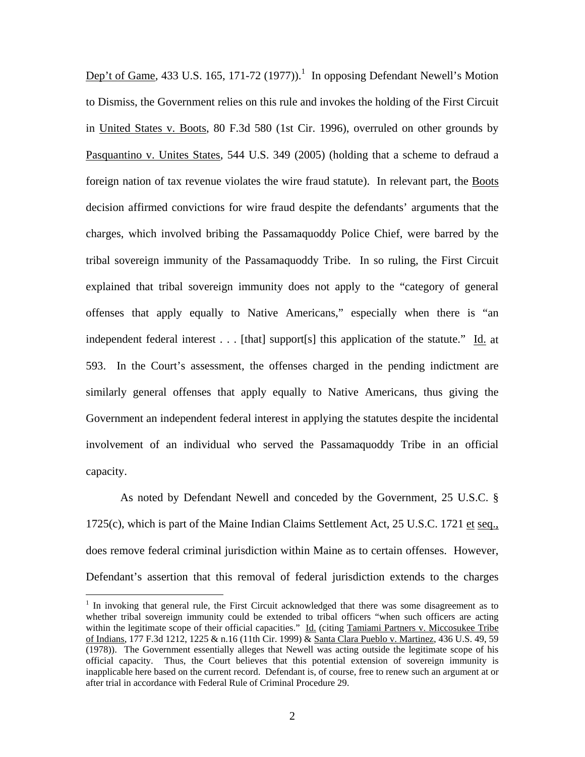Dep't of Game, 433 U.S. 165, 171-72 (1977)).[1] In opposing Defendant Newell's Motion to Dismiss, the Government relies on this rule and invokes the holding of the First Circuit in United States v. Boots, 80 F.3d 580 (1st Cir. 1996), overruled on other grounds by Pasquantino v. Unites States, 544 U.S. 349 (2005) (holding that a scheme to defraud a foreign nation of tax revenue violates the wire fraud statute). In relevant part, the Boots decision affirmed convictions for wire fraud despite the defendants' arguments that the charges, which involved bribing the Passamaquoddy Police Chief, were barred by the tribal sovereign immunity of the Passamaquoddy Tribe. In so ruling, the First Circuit explained that tribal sovereign immunity does not apply to the "category of general offenses that apply equally to Native Americans," especially when there is "an independent federal interest . . . [that] support[s] this application of the statute." Id. at 593. In the Court's assessment, the offenses charged in the pending indictment are similarly general offenses that apply equally to Native Americans, thus giving the Government an independent federal interest in applying the statutes despite the incidental involvement of an individual who served the Passamaquoddy Tribe in an official capacity.

As noted by Defendant Newell and conceded by the Government, 25 U.S.C. § 1725(c), which is part of the Maine Indian Claims Settlement Act, 25 U.S.C. 1721 et seq., does remove federal criminal jurisdiction within Maine as to certain offenses. However, Defendant's assertion that this removal of federal jurisdiction extends to the charges

[1] In invoking that general rule, the First Circuit acknowledged that there was some disagreement as to whether tribal sovereign immunity could be extended to tribal officers "when such officers are acting within the legitimate scope of their official capacities." Id. (citing Tamiami Partners v. Miccosukee Tribe of Indians, 177 F.3d 1212, 1225 & n.16 (11th Cir. 1999) & Santa Clara Pueblo v. Martinez, 436 U.S. 49, 59 (1978)). The Government essentially alleges that Newell was acting outside the legitimate scope of his official capacity. Thus, the Court believes that this potential extension of sovereign immunity is inapplicable here based on the current record. Defendant is, of course, free to renew such an argument at or after trial in accordance with Federal Rule of Criminal Procedure 29.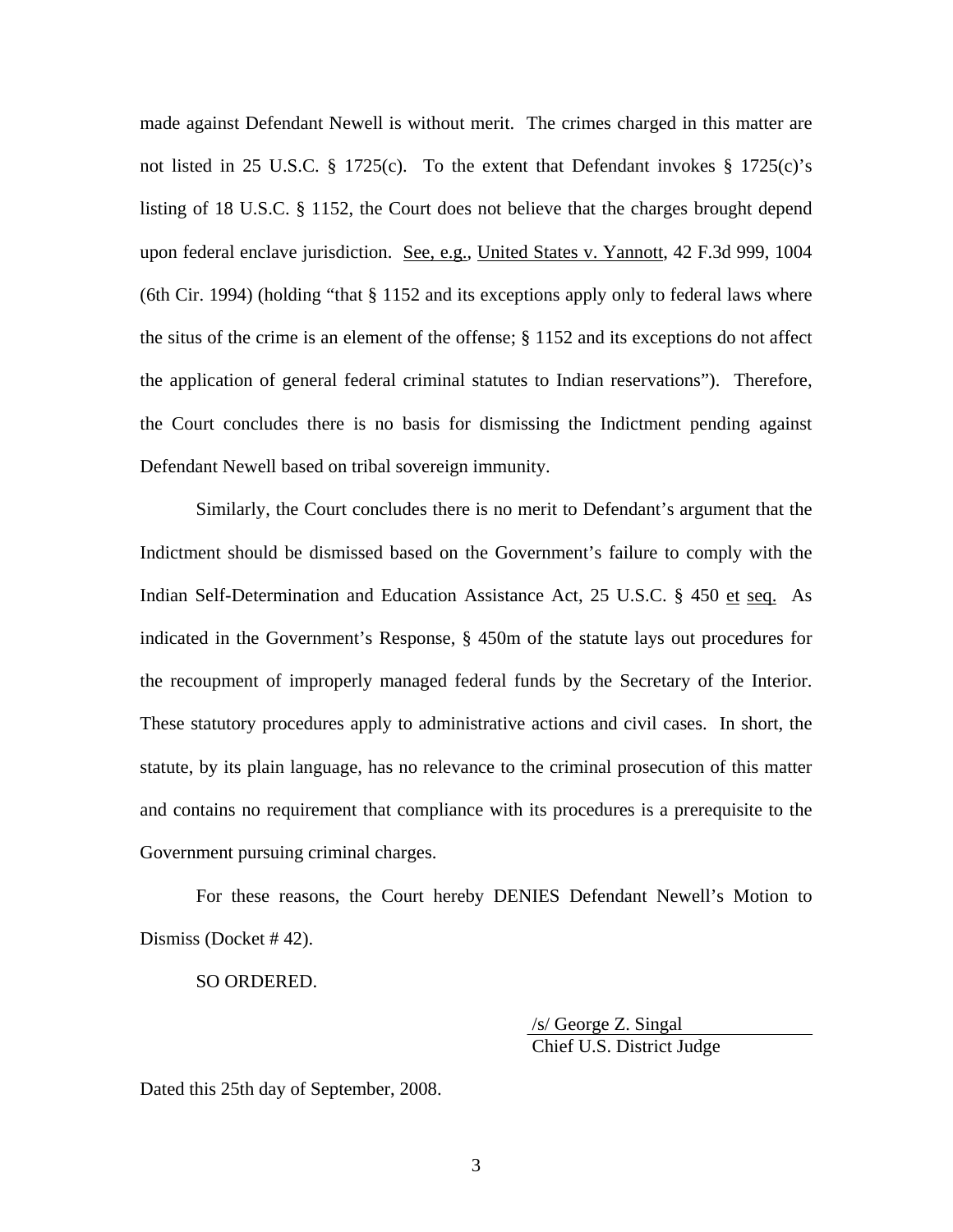made against Defendant Newell is without merit. The crimes charged in this matter are not listed in 25 U.S.C. § 1725(c). To the extent that Defendant invokes § 1725(c)'s listing of 18 U.S.C. § 1152, the Court does not believe that the charges brought depend upon federal enclave jurisdiction. See, e.g., United States v. Yannott, 42 F.3d 999, 1004 (6th Cir. 1994) (holding "that § 1152 and its exceptions apply only to federal laws where the situs of the crime is an element of the offense; § 1152 and its exceptions do not affect the application of general federal criminal statutes to Indian reservations"). Therefore, the Court concludes there is no basis for dismissing the Indictment pending against Defendant Newell based on tribal sovereign immunity.

Similarly, the Court concludes there is no merit to Defendant's argument that the Indictment should be dismissed based on the Government's failure to comply with the Indian Self-Determination and Education Assistance Act, 25 U.S.C. § 450 et seq. As indicated in the Government's Response, § 450m of the statute lays out procedures for the recoupment of improperly managed federal funds by the Secretary of the Interior. These statutory procedures apply to administrative actions and civil cases. In short, the statute, by its plain language, has no relevance to the criminal prosecution of this matter and contains no requirement that compliance with its procedures is a prerequisite to the Government pursuing criminal charges.

For these reasons, the Court hereby DENIES Defendant Newell's Motion to Dismiss (Docket # 42).

SO ORDERED.

/s/ George Z. Singal
Chief U.S. District Judge

Dated this 25th day of September, 2008.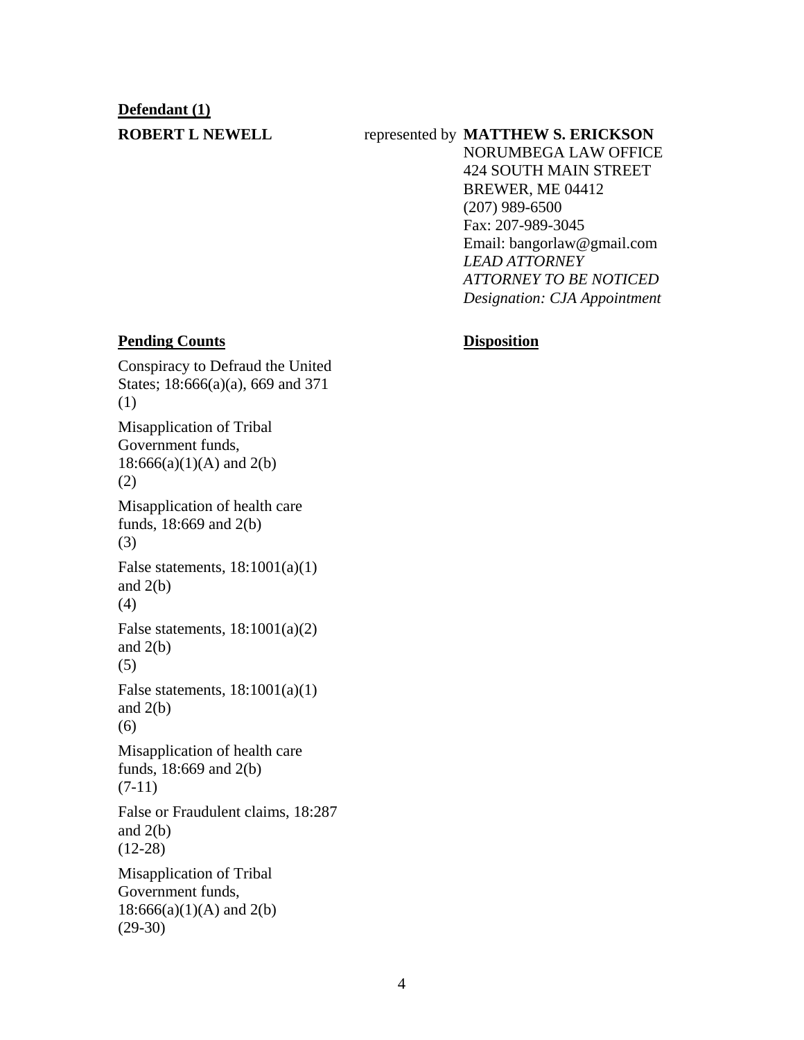**Defendant (1)**

| | |
|---|---|
| **ROBERT L NEWELL** | represented by **MATTHEW S. ERICKSON**<br>NORUMBEGA LAW OFFICE<br>424 SOUTH MAIN STREET<br>BREWER, ME 04412<br>(207) 989-6500<br>Fax: 207-989-3045<br>Email: bangorlaw@gmail.com<br>*LEAD ATTORNEY*<br>*ATTORNEY TO BE NOTICED*<br>*Designation: CJA Appointment* |

| **Pending Counts** | **Disposition** |
|---|---|
| Conspiracy to Defraud the United States; 18:666(a)(a), 669 and 371<br>(1) | |
| Misapplication of Tribal Government funds, 18:666(a)(1)(A) and 2(b)<br>(2) | |
| Misapplication of health care funds, 18:669 and 2(b)<br>(3) | |
| False statements, 18:1001(a)(1) and 2(b)<br>(4) | |
| False statements, 18:1001(a)(2) and 2(b)<br>(5) | |
| False statements, 18:1001(a)(1) and 2(b)<br>(6) | |
| Misapplication of health care funds, 18:669 and 2(b)<br>(7-11) | |
| False or Fraudulent claims, 18:287 and 2(b)<br>(12-28) | |
| Misapplication of Tribal Government funds, 18:666(a)(1)(A) and 2(b)<br>(29-30) | |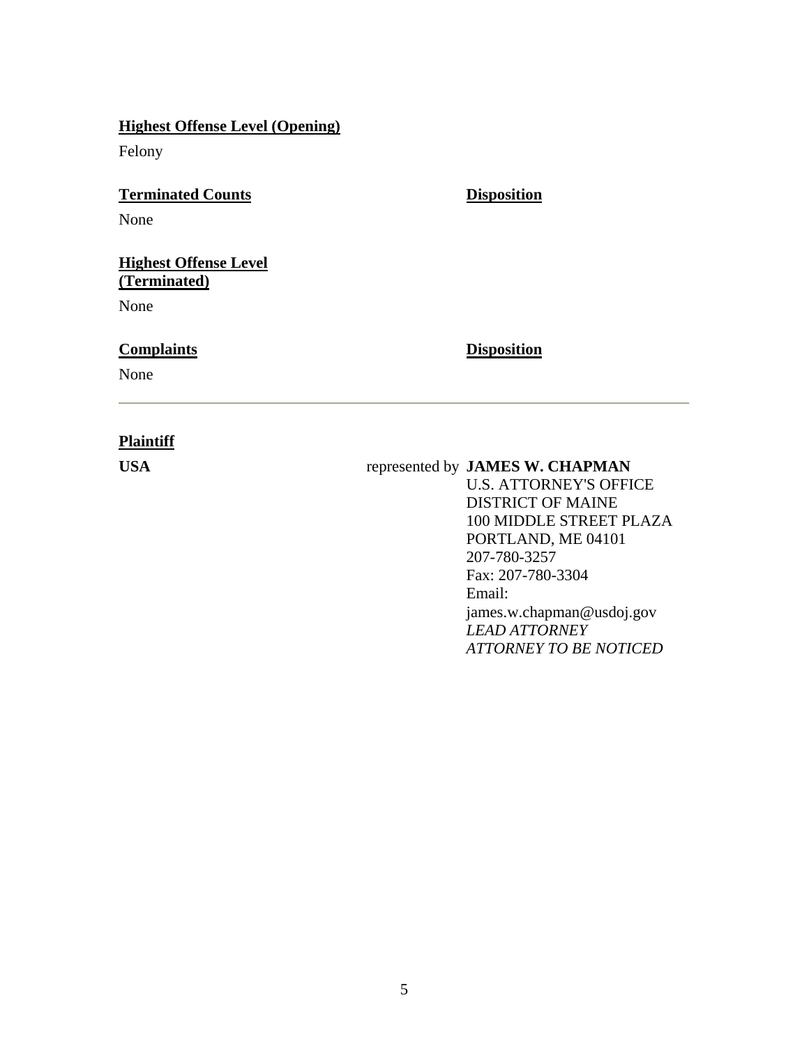**Highest Offense Level (Opening)**

Felony

| **Terminated Counts** | **Disposition** |
|---|---|
| None | |

**Highest Offense Level (Terminated)**

None

| **Complaints** | **Disposition** |
|---|---|
| None | |

---

**Plaintiff**

| | | |
|---|---|---|
| **USA** | represented by | **JAMES W. CHAPMAN**<br>U.S. ATTORNEY'S OFFICE<br>DISTRICT OF MAINE<br>100 MIDDLE STREET PLAZA<br>PORTLAND, ME 04101<br>207-780-3257<br>Fax: 207-780-3304<br>Email: james.w.chapman@usdoj.gov<br>*LEAD ATTORNEY*<br>*ATTORNEY TO BE NOTICED* |